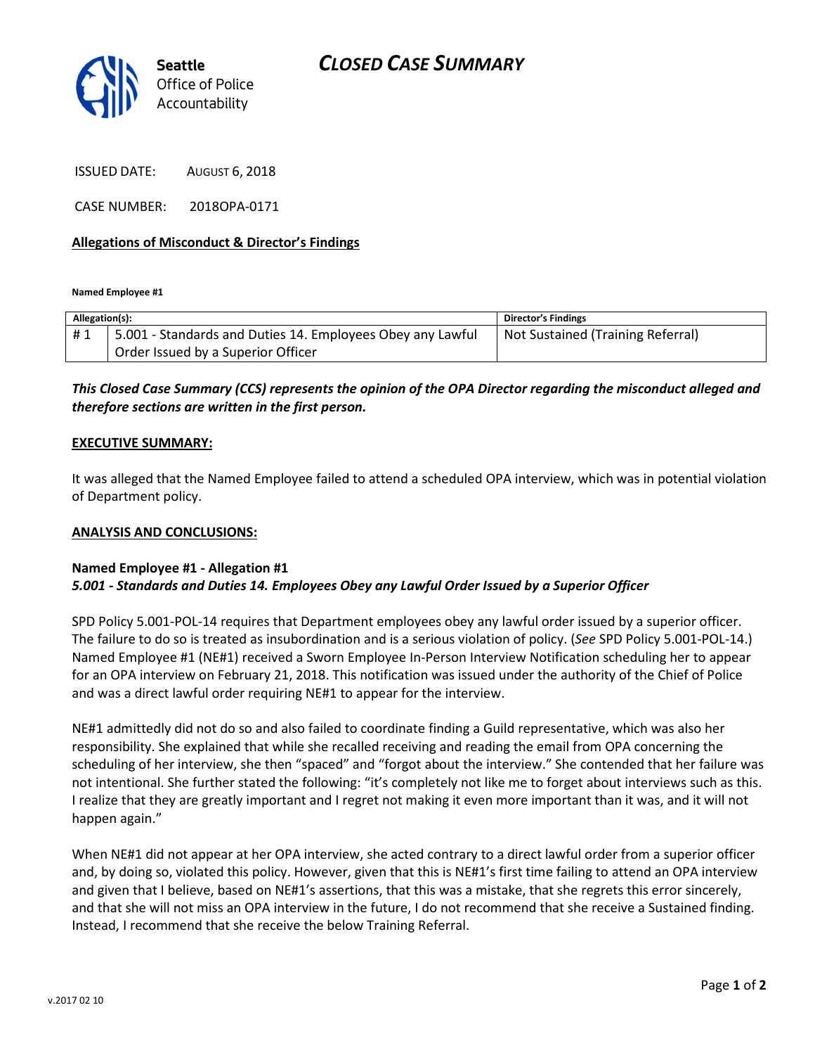Seattle
Office of Police
Accountability

# CLOSED CASE SUMMARY

ISSUED DATE: AUGUST 6, 2018

CASE NUMBER: 2018OPA-0171

## Allegations of Misconduct & Director's Findings

**Named Employee #1**

| Allegation(s): | | Director's Findings |
|---|---|---|
| # 1 | 5.001 - Standards and Duties 14. Employees Obey any Lawful Order Issued by a Superior Officer | Not Sustained (Training Referral) |

***This Closed Case Summary (CCS) represents the opinion of the OPA Director regarding the misconduct alleged and therefore sections are written in the first person.***

**EXECUTIVE SUMMARY:**

It was alleged that the Named Employee failed to attend a scheduled OPA interview, which was in potential violation of Department policy.

**ANALYSIS AND CONCLUSIONS:**

**Named Employee #1 - Allegation #1**
***5.001 - Standards and Duties 14. Employees Obey any Lawful Order Issued by a Superior Officer***

SPD Policy 5.001-POL-14 requires that Department employees obey any lawful order issued by a superior officer. The failure to do so is treated as insubordination and is a serious violation of policy. (*See* SPD Policy 5.001-POL-14.) Named Employee #1 (NE#1) received a Sworn Employee In-Person Interview Notification scheduling her to appear for an OPA interview on February 21, 2018. This notification was issued under the authority of the Chief of Police and was a direct lawful order requiring NE#1 to appear for the interview.

NE#1 admittedly did not do so and also failed to coordinate finding a Guild representative, which was also her responsibility. She explained that while she recalled receiving and reading the email from OPA concerning the scheduling of her interview, she then "spaced" and "forgot about the interview." She contended that her failure was not intentional. She further stated the following: "it's completely not like me to forget about interviews such as this. I realize that they are greatly important and I regret not making it even more important than it was, and it will not happen again."

When NE#1 did not appear at her OPA interview, she acted contrary to a direct lawful order from a superior officer and, by doing so, violated this policy. However, given that this is NE#1's first time failing to attend an OPA interview and given that I believe, based on NE#1's assertions, that this was a mistake, that she regrets this error sincerely, and that she will not miss an OPA interview in the future, I do not recommend that she receive a Sustained finding. Instead, I recommend that she receive the below Training Referral.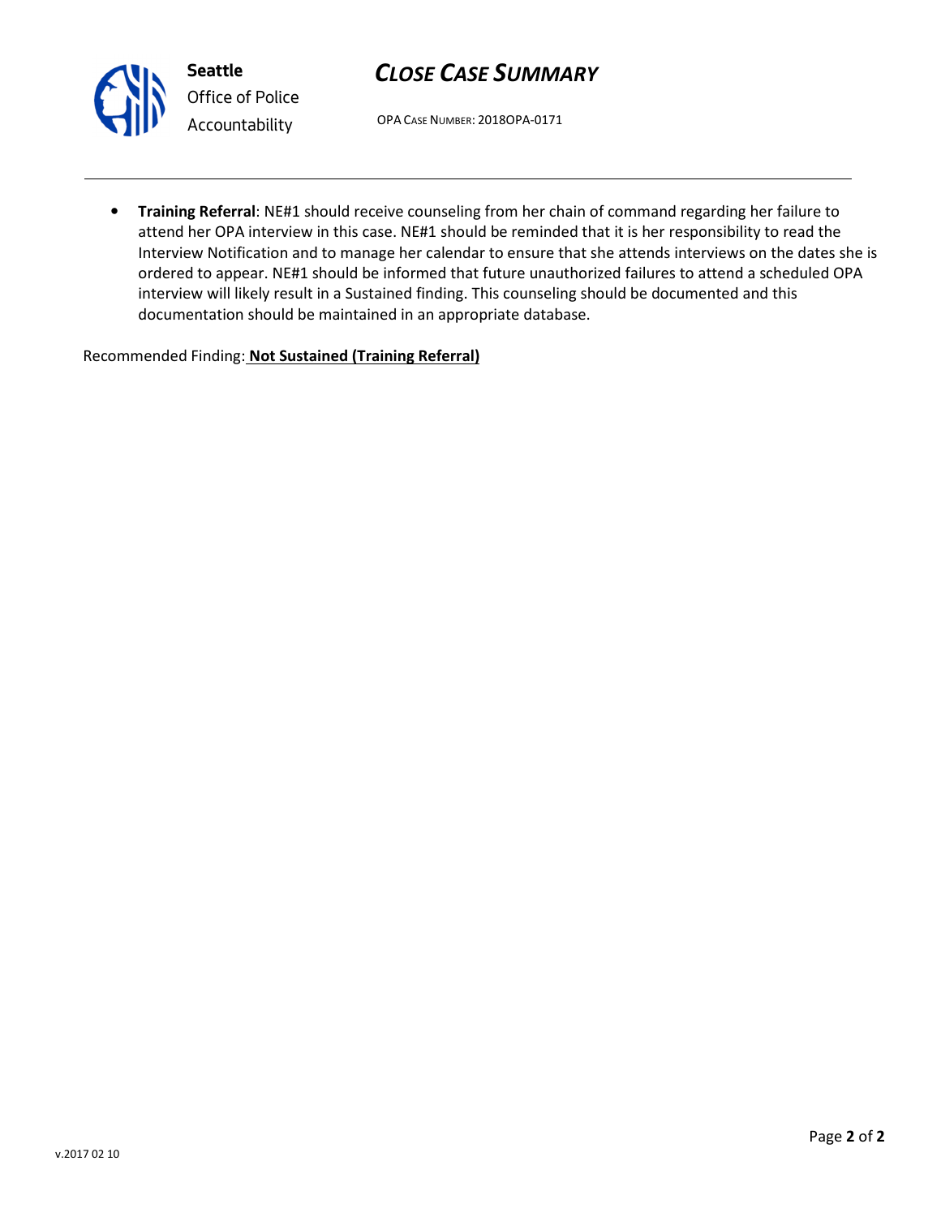- **Training Referral**: NE#1 should receive counseling from her chain of command regarding her failure to attend her OPA interview in this case. NE#1 should be reminded that it is her responsibility to read the Interview Notification and to manage her calendar to ensure that she attends interviews on the dates she is ordered to appear. NE#1 should be informed that future unauthorized failures to attend a scheduled OPA interview will likely result in a Sustained finding. This counseling should be documented and this documentation should be maintained in an appropriate database.

Recommended Finding: **Not Sustained (Training Referral)**